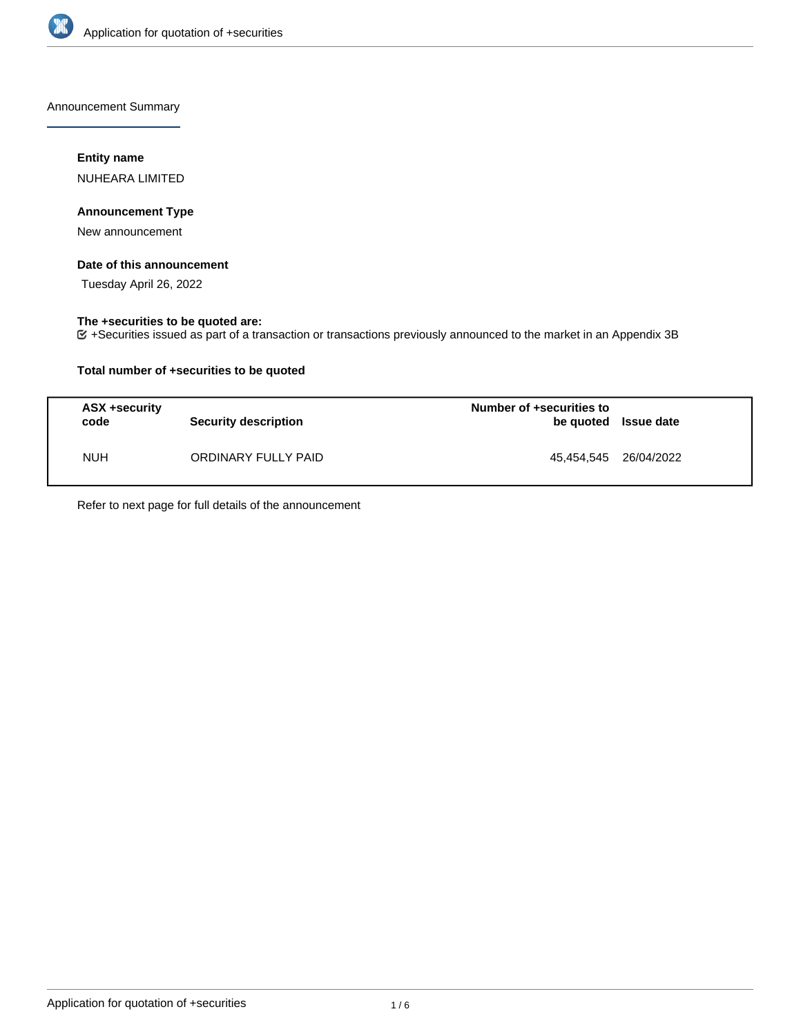Announcement Summary

**Entity name**

NUHEARA LIMITED

**Announcement Type**

New announcement

**Date of this announcement**

Tuesday April 26, 2022

**The +securities to be quoted are:**

☑ +Securities issued as part of a transaction or transactions previously announced to the market in an Appendix 3B

**Total number of +securities to be quoted**

| ASX +security code | Security description | Number of +securities to be quoted | Issue date |
|---|---|---|---|
| NUH | ORDINARY FULLY PAID | 45,454,545 | 26/04/2022 |

Refer to next page for full details of the announcement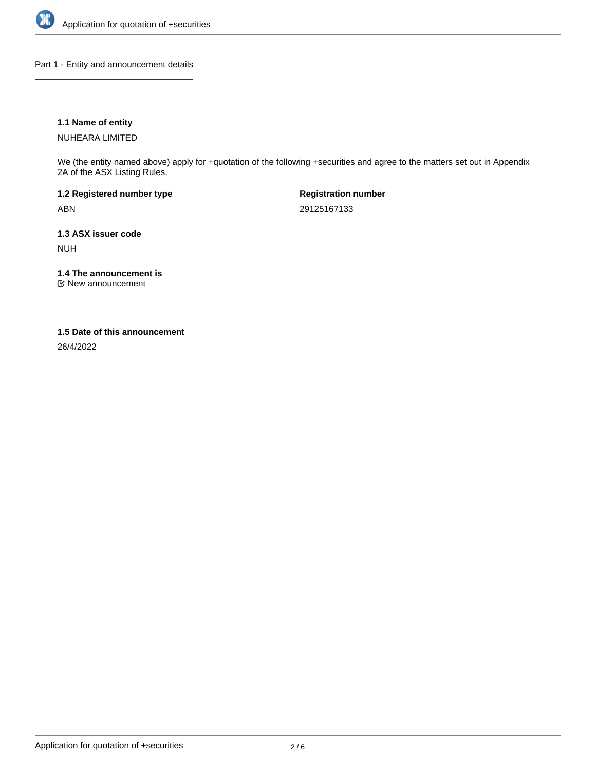## Part 1 - Entity and announcement details

### 1.1 Name of entity

NUHEARA LIMITED

We (the entity named above) apply for +quotation of the following +securities and agree to the matters set out in Appendix 2A of the ASX Listing Rules.

**1.2 Registered number type**

ABN

**Registration number**

29125167133

### 1.3 ASX issuer code

NUH

### 1.4 The announcement is

New announcement

### 1.5 Date of this announcement

26/4/2022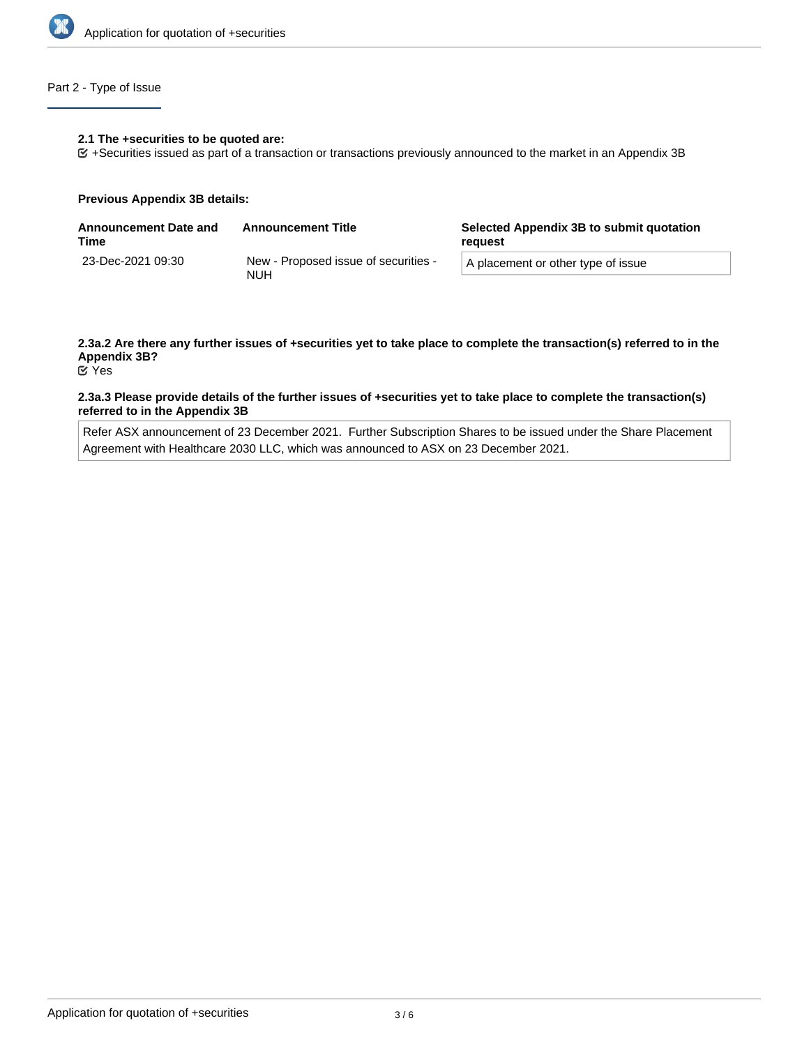## Part 2 - Type of Issue

**2.1 The +securities to be quoted are:**

☑ +Securities issued as part of a transaction or transactions previously announced to the market in an Appendix 3B

**Previous Appendix 3B details:**

| Announcement Date and Time | Announcement Title | Selected Appendix 3B to submit quotation request |
| --- | --- | --- |
| 23-Dec-2021 09:30 | New - Proposed issue of securities - NUH | A placement or other type of issue |

**2.3a.2 Are there any further issues of +securities yet to take place to complete the transaction(s) referred to in the Appendix 3B?**

☑ Yes

**2.3a.3 Please provide details of the further issues of +securities yet to take place to complete the transaction(s) referred to in the Appendix 3B**

Refer ASX announcement of 23 December 2021. Further Subscription Shares to be issued under the Share Placement Agreement with Healthcare 2030 LLC, which was announced to ASX on 23 December 2021.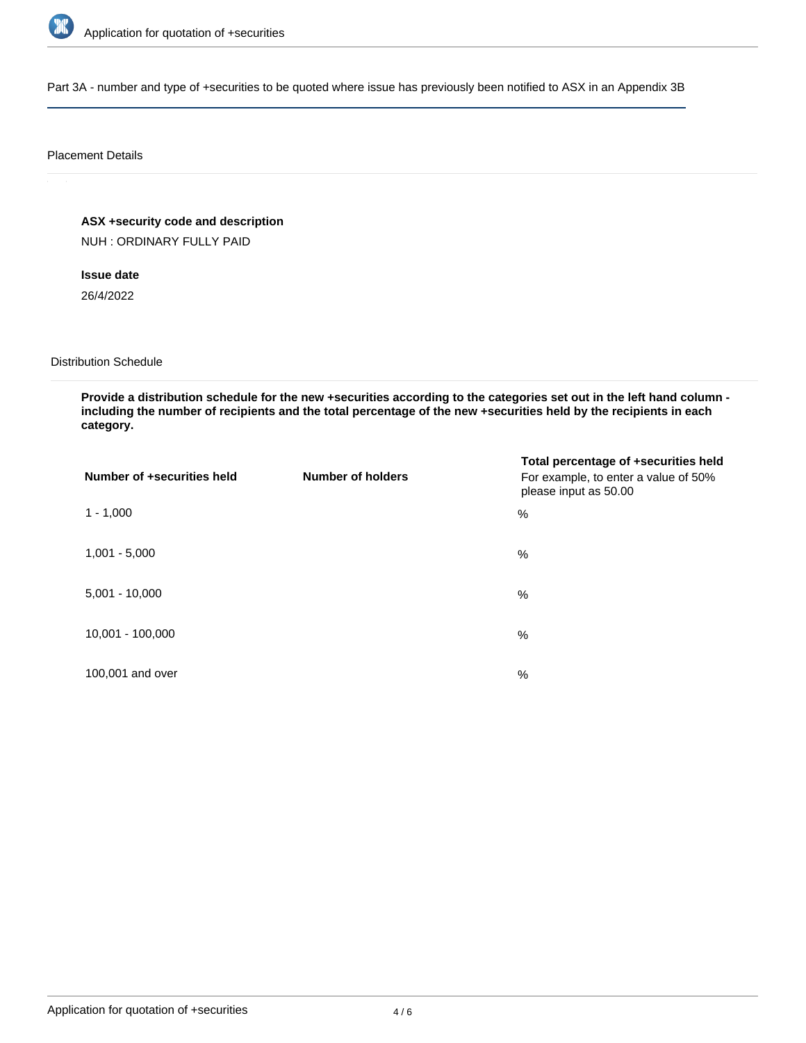Part 3A - number and type of +securities to be quoted where issue has previously been notified to ASX in an Appendix 3B

Placement Details

**ASX +security code and description**

NUH : ORDINARY FULLY PAID

**Issue date**

26/4/2022

Distribution Schedule

**Provide a distribution schedule for the new +securities according to the categories set out in the left hand column - including the number of recipients and the total percentage of the new +securities held by the recipients in each category.**

| Number of +securities held | Number of holders | Total percentage of +securities held For example, to enter a value of 50% please input as 50.00 |
| --- | --- | --- |
| 1 - 1,000 | | % |
| 1,001 - 5,000 | | % |
| 5,001 - 10,000 | | % |
| 10,001 - 100,000 | | % |
| 100,001 and over | | % |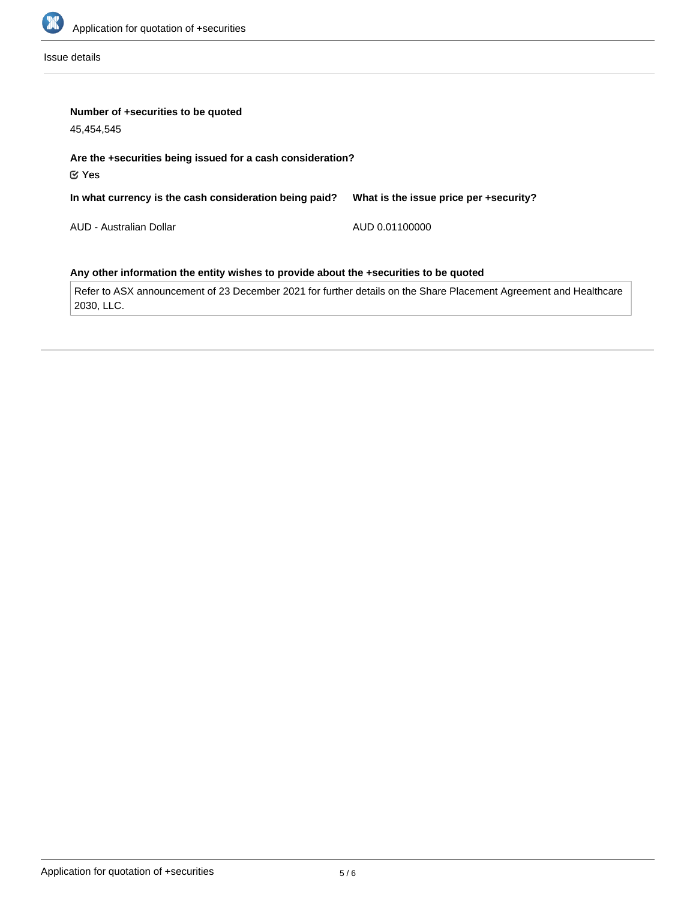Issue details

**Number of +securities to be quoted**

45,454,545

**Are the +securities being issued for a cash consideration?**

☑ Yes

| In what currency is the cash consideration being paid? | What is the issue price per +security? |
| --- | --- |
| AUD - Australian Dollar | AUD 0.01100000 |

**Any other information the entity wishes to provide about the +securities to be quoted**

Refer to ASX announcement of 23 December 2021 for further details on the Share Placement Agreement and Healthcare 2030, LLC.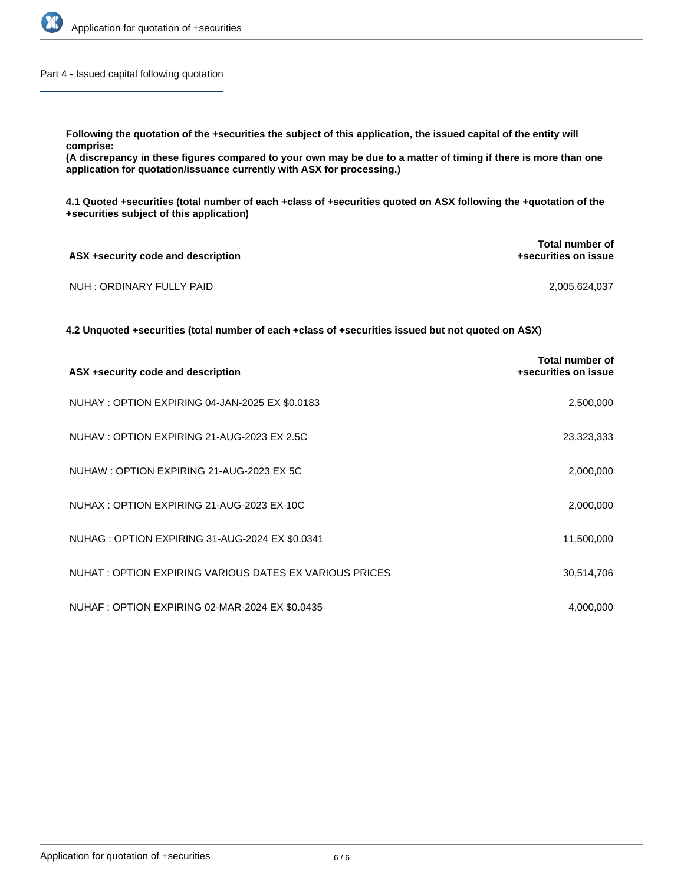## Part 4 - Issued capital following quotation

**Following the quotation of the +securities the subject of this application, the issued capital of the entity will comprise:**
**(A discrepancy in these figures compared to your own may be due to a matter of timing if there is more than one application for quotation/issuance currently with ASX for processing.)**

**4.1 Quoted +securities (total number of each +class of +securities quoted on ASX following the +quotation of the +securities subject of this application)**

| ASX +security code and description | Total number of +securities on issue |
|---|---|
| NUH : ORDINARY FULLY PAID | 2,005,624,037 |

**4.2 Unquoted +securities (total number of each +class of +securities issued but not quoted on ASX)**

| ASX +security code and description | Total number of +securities on issue |
|---|---|
| NUHAY : OPTION EXPIRING 04-JAN-2025 EX $0.0183 | 2,500,000 |
| NUHAV : OPTION EXPIRING 21-AUG-2023 EX 2.5C | 23,323,333 |
| NUHAW : OPTION EXPIRING 21-AUG-2023 EX 5C | 2,000,000 |
| NUHAX : OPTION EXPIRING 21-AUG-2023 EX 10C | 2,000,000 |
| NUHAG : OPTION EXPIRING 31-AUG-2024 EX $0.0341 | 11,500,000 |
| NUHAT : OPTION EXPIRING VARIOUS DATES EX VARIOUS PRICES | 30,514,706 |
| NUHAF : OPTION EXPIRING 02-MAR-2024 EX $0.0435 | 4,000,000 |